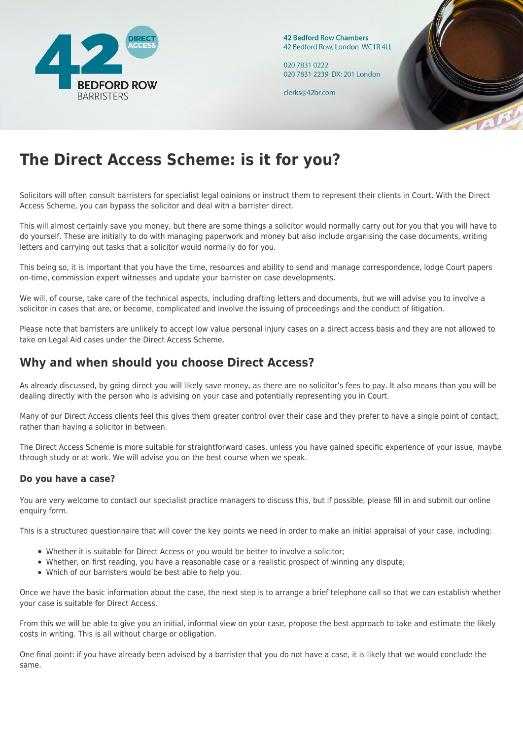42 Bedford Row Chambers
42 Bedford Row, London WC1R 4LL

020 7831 0222
020 7831 2239 DX: 201 London

clerks@42br.com

# The Direct Access Scheme: is it for you?

Solicitors will often consult barristers for specialist legal opinions or instruct them to represent their clients in Court. With the Direct Access Scheme, you can bypass the solicitor and deal with a barrister direct.

This will almost certainly save you money, but there are some things a solicitor would normally carry out for you that you will have to do yourself. These are initially to do with managing paperwork and money but also include organising the case documents, writing letters and carrying out tasks that a solicitor would normally do for you.

This being so, it is important that you have the time, resources and ability to send and manage correspondence, lodge Court papers on-time, commission expert witnesses and update your barrister on case developments.

We will, of course, take care of the technical aspects, including drafting letters and documents, but we will advise you to involve a solicitor in cases that are, or become, complicated and involve the issuing of proceedings and the conduct of litigation.

Please note that barristers are unlikely to accept low value personal injury cases on a direct access basis and they are not allowed to take on Legal Aid cases under the Direct Access Scheme.

## Why and when should you choose Direct Access?

As already discussed, by going direct you will likely save money, as there are no solicitor's fees to pay. It also means than you will be dealing directly with the person who is advising on your case and potentially representing you in Court.

Many of our Direct Access clients feel this gives them greater control over their case and they prefer to have a single point of contact, rather than having a solicitor in between.

The Direct Access Scheme is more suitable for straightforward cases, unless you have gained specific experience of your issue, maybe through study or at work. We will advise you on the best course when we speak.

### Do you have a case?

You are very welcome to contact our specialist practice managers to discuss this, but if possible, please fill in and submit our online enquiry form.

This is a structured questionnaire that will cover the key points we need in order to make an initial appraisal of your case, including:

- Whether it is suitable for Direct Access or you would be better to involve a solicitor;
- Whether, on first reading, you have a reasonable case or a realistic prospect of winning any dispute;
- Which of our barristers would be best able to help you.

Once we have the basic information about the case, the next step is to arrange a brief telephone call so that we can establish whether your case is suitable for Direct Access.

From this we will be able to give you an initial, informal view on your case, propose the best approach to take and estimate the likely costs in writing. This is all without charge or obligation.

One final point: if you have already been advised by a barrister that you do not have a case, it is likely that we would conclude the same.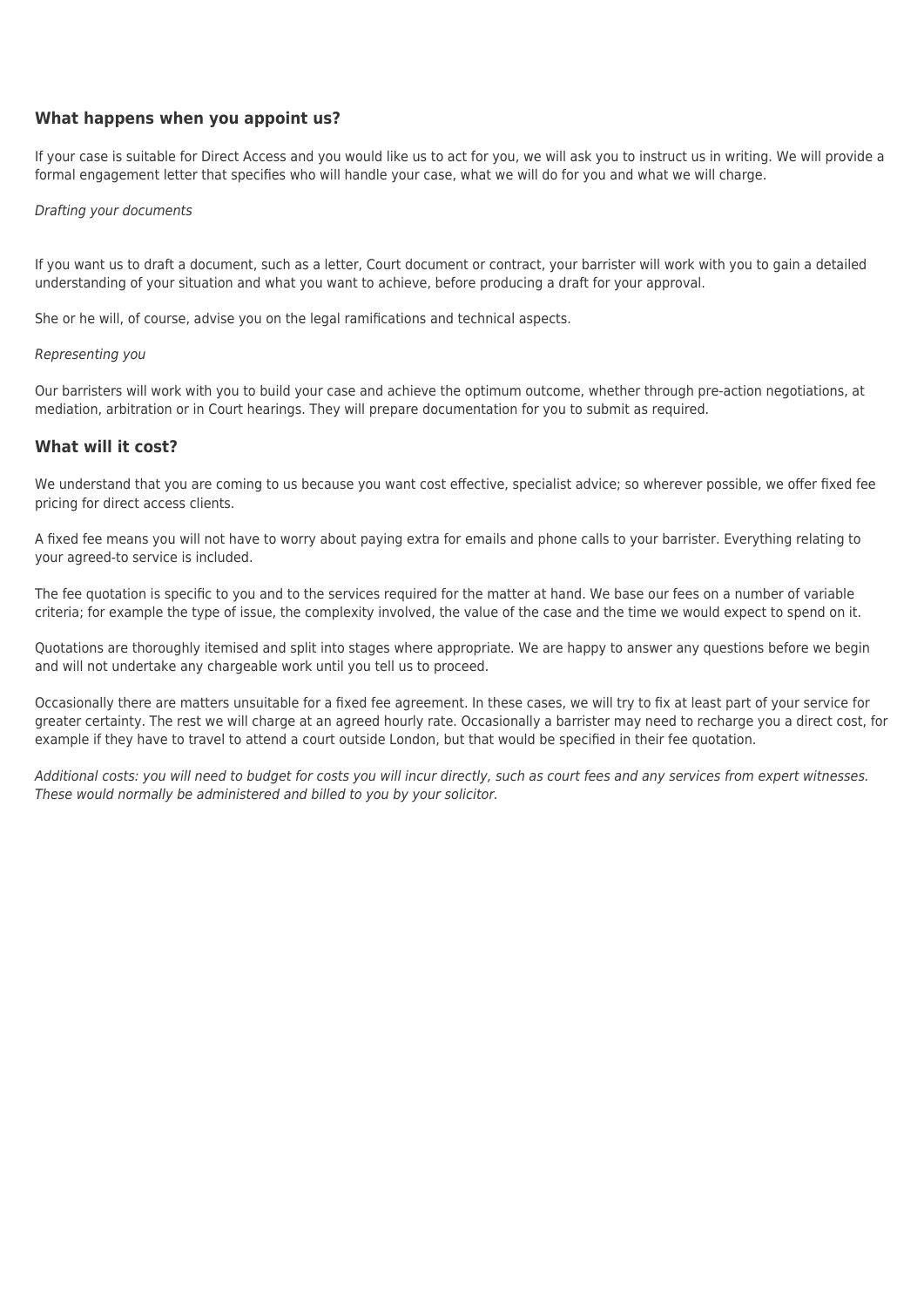## What happens when you appoint us?

If your case is suitable for Direct Access and you would like us to act for you, we will ask you to instruct us in writing. We will provide a formal engagement letter that specifies who will handle your case, what we will do for you and what we will charge.

*Drafting your documents*

If you want us to draft a document, such as a letter, Court document or contract, your barrister will work with you to gain a detailed understanding of your situation and what you want to achieve, before producing a draft for your approval.

She or he will, of course, advise you on the legal ramifications and technical aspects.

*Representing you*

Our barristers will work with you to build your case and achieve the optimum outcome, whether through pre-action negotiations, at mediation, arbitration or in Court hearings. They will prepare documentation for you to submit as required.

## What will it cost?

We understand that you are coming to us because you want cost effective, specialist advice; so wherever possible, we offer fixed fee pricing for direct access clients.

A fixed fee means you will not have to worry about paying extra for emails and phone calls to your barrister. Everything relating to your agreed-to service is included.

The fee quotation is specific to you and to the services required for the matter at hand. We base our fees on a number of variable criteria; for example the type of issue, the complexity involved, the value of the case and the time we would expect to spend on it.

Quotations are thoroughly itemised and split into stages where appropriate. We are happy to answer any questions before we begin and will not undertake any chargeable work until you tell us to proceed.

Occasionally there are matters unsuitable for a fixed fee agreement. In these cases, we will try to fix at least part of your service for greater certainty. The rest we will charge at an agreed hourly rate. Occasionally a barrister may need to recharge you a direct cost, for example if they have to travel to attend a court outside London, but that would be specified in their fee quotation.

*Additional costs: you will need to budget for costs you will incur directly, such as court fees and any services from expert witnesses. These would normally be administered and billed to you by your solicitor.*